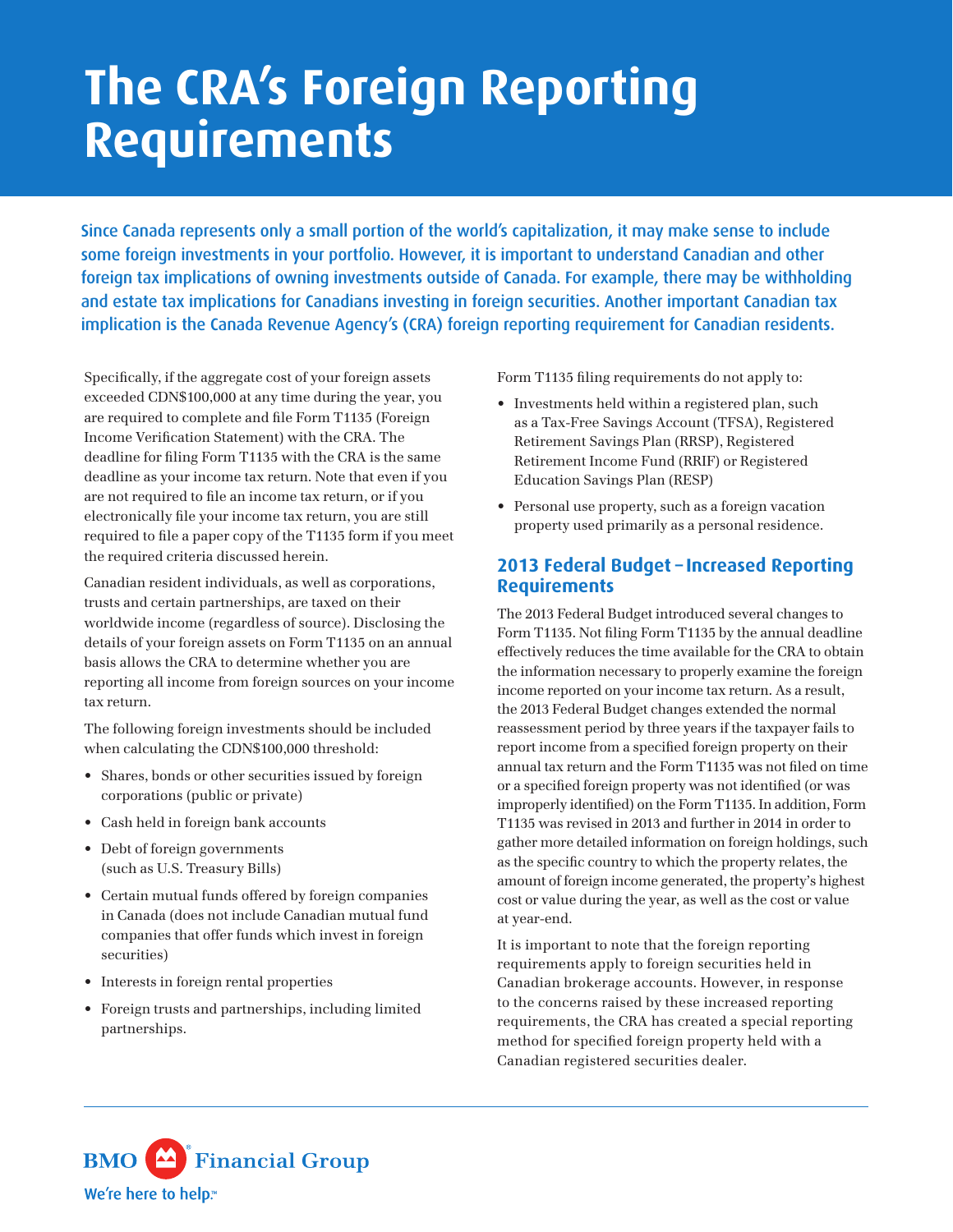# The CRA's Foreign Reporting Requirements

Since Canada represents only a small portion of the world's capitalization, it may make sense to include some foreign investments in your portfolio. However, it is important to understand Canadian and other foreign tax implications of owning investments outside of Canada. For example, there may be withholding and estate tax implications for Canadians investing in foreign securities. Another important Canadian tax implication is the Canada Revenue Agency's (CRA) foreign reporting requirement for Canadian residents.

Specifically, if the aggregate cost of your foreign assets exceeded CDN$100,000 at any time during the year, you are required to complete and file Form T1135 (Foreign Income Verification Statement) with the CRA. The deadline for filing Form T1135 with the CRA is the same deadline as your income tax return. Note that even if you are not required to file an income tax return, or if you electronically file your income tax return, you are still required to file a paper copy of the T1135 form if you meet the required criteria discussed herein.

Canadian resident individuals, as well as corporations, trusts and certain partnerships, are taxed on their worldwide income (regardless of source). Disclosing the details of your foreign assets on Form T1135 on an annual basis allows the CRA to determine whether you are reporting all income from foreign sources on your income tax return.

The following foreign investments should be included when calculating the CDN$100,000 threshold:

- Shares, bonds or other securities issued by foreign corporations (public or private)
- Cash held in foreign bank accounts
- Debt of foreign governments (such as U.S. Treasury Bills)
- Certain mutual funds offered by foreign companies in Canada (does not include Canadian mutual fund companies that offer funds which invest in foreign securities)
- Interests in foreign rental properties
- Foreign trusts and partnerships, including limited partnerships.

Form T1135 filing requirements do not apply to:

- Investments held within a registered plan, such as a Tax-Free Savings Account (TFSA), Registered Retirement Savings Plan (RRSP), Registered Retirement Income Fund (RRIF) or Registered Education Savings Plan (RESP)
- Personal use property, such as a foreign vacation property used primarily as a personal residence.

## 2013 Federal Budget – Increased Reporting Requirements

The 2013 Federal Budget introduced several changes to Form T1135. Not filing Form T1135 by the annual deadline effectively reduces the time available for the CRA to obtain the information necessary to properly examine the foreign income reported on your income tax return. As a result, the 2013 Federal Budget changes extended the normal reassessment period by three years if the taxpayer fails to report income from a specified foreign property on their annual tax return and the Form T1135 was not filed on time or a specified foreign property was not identified (or was improperly identified) on the Form T1135. In addition, Form T1135 was revised in 2013 and further in 2014 in order to gather more detailed information on foreign holdings, such as the specific country to which the property relates, the amount of foreign income generated, the property's highest cost or value during the year, as well as the cost or value at year-end.

It is important to note that the foreign reporting requirements apply to foreign securities held in Canadian brokerage accounts. However, in response to the concerns raised by these increased reporting requirements, the CRA has created a special reporting method for specified foreign property held with a Canadian registered securities dealer.

BMO Financial Group

We're here to help.™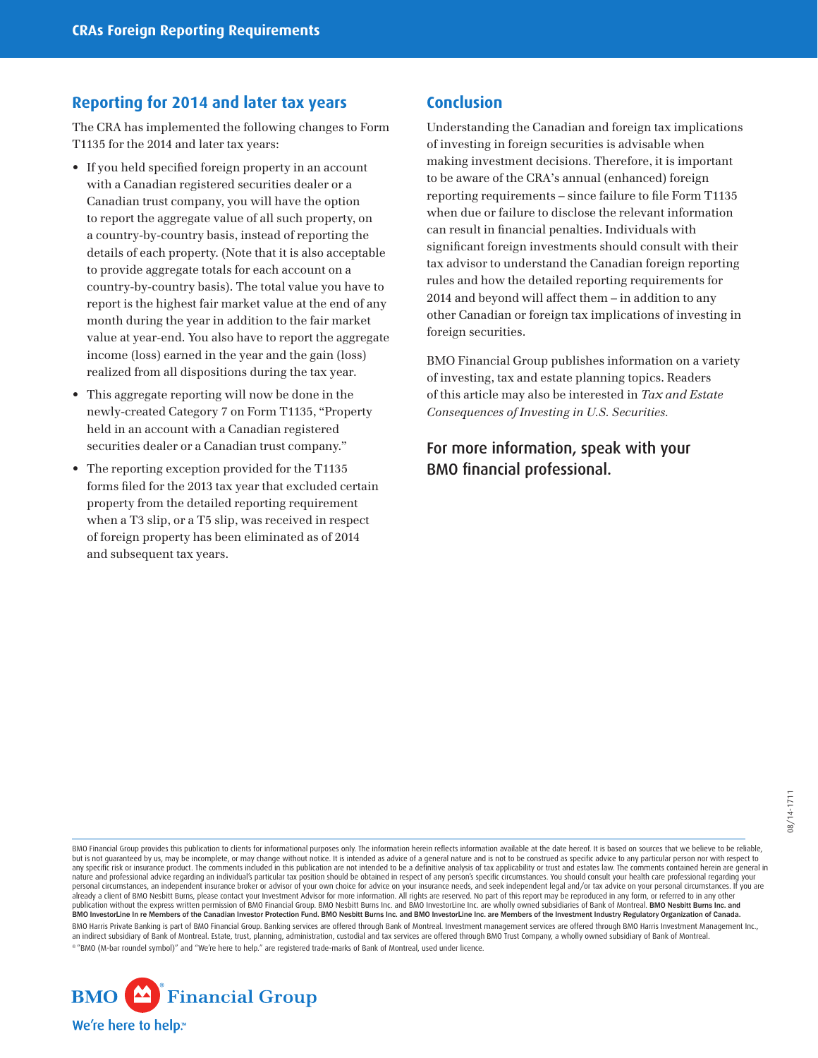## Reporting for 2014 and later tax years

The CRA has implemented the following changes to Form T1135 for the 2014 and later tax years:

- If you held specified foreign property in an account with a Canadian registered securities dealer or a Canadian trust company, you will have the option to report the aggregate value of all such property, on a country-by-country basis, instead of reporting the details of each property. (Note that it is also acceptable to provide aggregate totals for each account on a country-by-country basis). The total value you have to report is the highest fair market value at the end of any month during the year in addition to the fair market value at year-end. You also have to report the aggregate income (loss) earned in the year and the gain (loss) realized from all dispositions during the tax year.
- This aggregate reporting will now be done in the newly-created Category 7 on Form T1135, "Property held in an account with a Canadian registered securities dealer or a Canadian trust company."
- The reporting exception provided for the T1135 forms filed for the 2013 tax year that excluded certain property from the detailed reporting requirement when a T3 slip, or a T5 slip, was received in respect of foreign property has been eliminated as of 2014 and subsequent tax years.

## Conclusion

Understanding the Canadian and foreign tax implications of investing in foreign securities is advisable when making investment decisions. Therefore, it is important to be aware of the CRA's annual (enhanced) foreign reporting requirements – since failure to file Form T1135 when due or failure to disclose the relevant information can result in financial penalties. Individuals with significant foreign investments should consult with their tax advisor to understand the Canadian foreign reporting rules and how the detailed reporting requirements for 2014 and beyond will affect them – in addition to any other Canadian or foreign tax implications of investing in foreign securities.

BMO Financial Group publishes information on a variety of investing, tax and estate planning topics. Readers of this article may also be interested in *Tax and Estate Consequences of Investing in U.S. Securities.*

### For more information, speak with your BMO financial professional.

BMO Financial Group provides this publication to clients for informational purposes only. The information herein reflects information available at the date hereof. It is based on sources that we believe to be reliable, but is not guaranteed by us, may be incomplete, or may change without notice. It is intended as advice of a general nature and is not to be construed as specific advice to any particular person nor with respect to any specific risk or insurance product. The comments included in this publication are not intended to be a definitive analysis of tax applicability or trust and estates law. The comments contained herein are general in nature and professional advice regarding an individual's particular tax position should be obtained in respect of any person's specific circumstances. You should consult your health care professional regarding your personal circumstances, an independent insurance broker or advisor of your own choice for advice on your insurance needs, and seek independent legal and/or tax advice on your personal circumstances. If you are already a client of BMO Nesbitt Burns, please contact your Investment Advisor for more information. All rights are reserved. No part of this report may be reproduced in any form, or referred to in any other publication without the express written permission of BMO Financial Group. BMO Nesbitt Burns Inc. and BMO InvestorLine Inc. are wholly owned subsidiaries of Bank of Montreal. **BMO Nesbitt Burns Inc. and BMO InvestorLine In re Members of the Canadian Investor Protection Fund. BMO Nesbitt Burns Inc. and BMO InvestorLine Inc. are Members of the Investment Industry Regulatory Organization of Canada.**

BMO Harris Private Banking is part of BMO Financial Group. Banking services are offered through Bank of Montreal. Investment management services are offered through BMO Harris Investment Management Inc., an indirect subsidiary of Bank of Montreal. Estate, trust, planning, administration, custodial and tax services are offered through BMO Trust Company, a wholly owned subsidiary of Bank of Montreal.

® "BMO (M-bar roundel symbol)" and "We're here to help." are registered trade-marks of Bank of Montreal, used under licence.

08/14-1711

BMO Financial Group

We're here to help.™